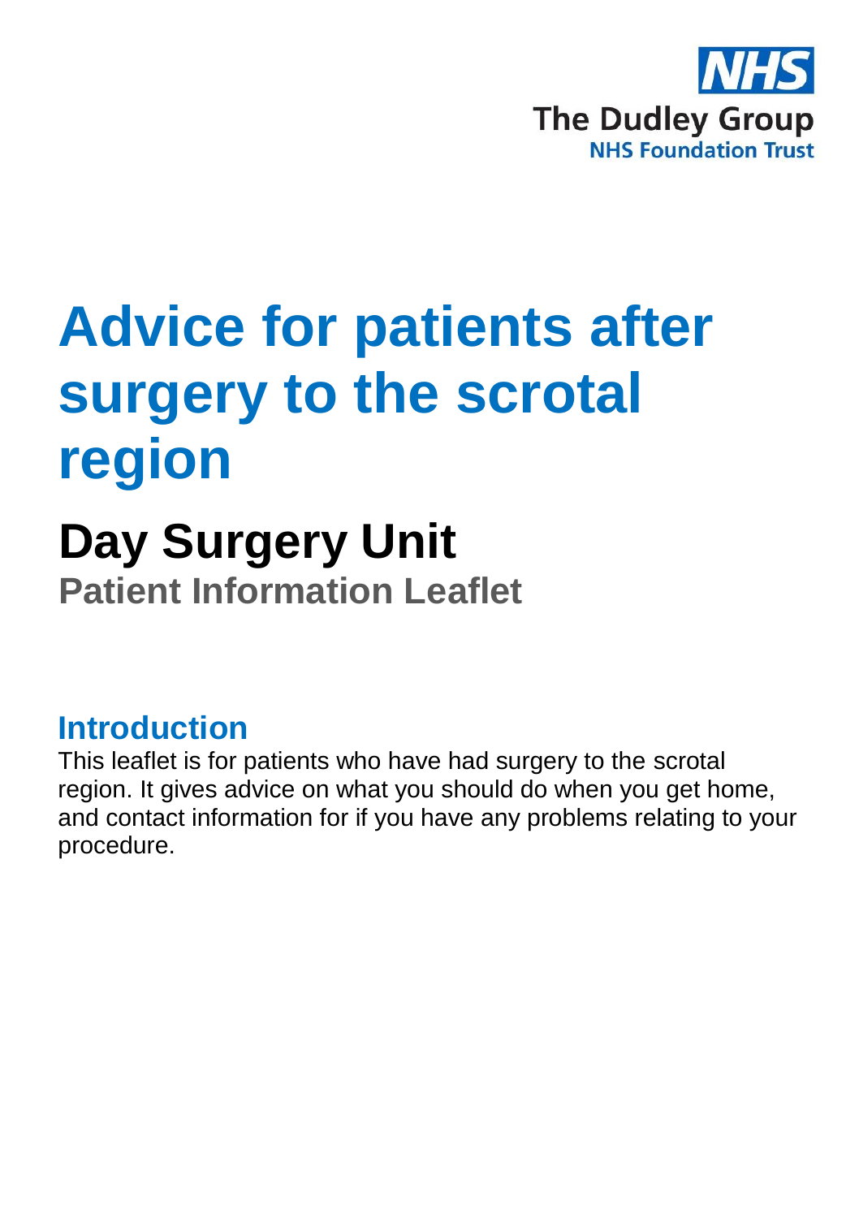NHS

The Dudley Group
NHS Foundation Trust

# Advice for patients after surgery to the scrotal region

## Day Surgery Unit

### Patient Information Leaflet

## Introduction

This leaflet is for patients who have had surgery to the scrotal region. It gives advice on what you should do when you get home, and contact information for if you have any problems relating to your procedure.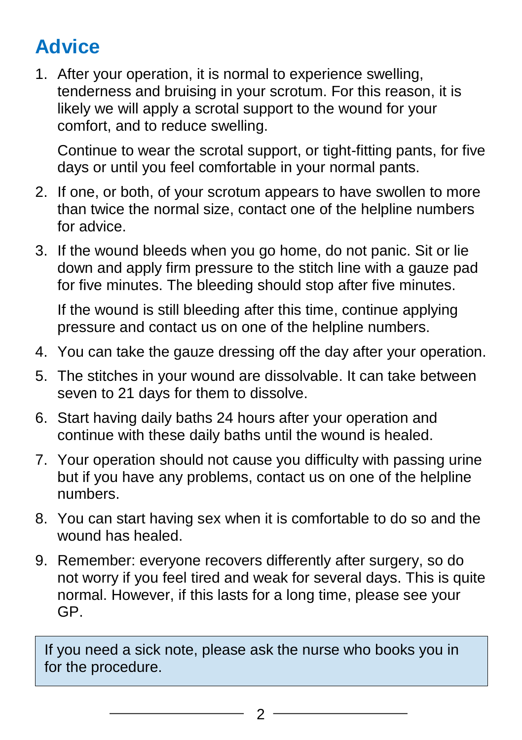## Advice

1. After your operation, it is normal to experience swelling, tenderness and bruising in your scrotum. For this reason, it is likely we will apply a scrotal support to the wound for your comfort, and to reduce swelling.

   Continue to wear the scrotal support, or tight-fitting pants, for five days or until you feel comfortable in your normal pants.

2. If one, or both, of your scrotum appears to have swollen to more than twice the normal size, contact one of the helpline numbers for advice.

3. If the wound bleeds when you go home, do not panic. Sit or lie down and apply firm pressure to the stitch line with a gauze pad for five minutes. The bleeding should stop after five minutes.

   If the wound is still bleeding after this time, continue applying pressure and contact us on one of the helpline numbers.

4. You can take the gauze dressing off the day after your operation.

5. The stitches in your wound are dissolvable. It can take between seven to 21 days for them to dissolve.

6. Start having daily baths 24 hours after your operation and continue with these daily baths until the wound is healed.

7. Your operation should not cause you difficulty with passing urine but if you have any problems, contact us on one of the helpline numbers.

8. You can start having sex when it is comfortable to do so and the wound has healed.

9. Remember: everyone recovers differently after surgery, so do not worry if you feel tired and weak for several days. This is quite normal. However, if this lasts for a long time, please see your GP.

> If you need a sick note, please ask the nurse who books you in for the procedure.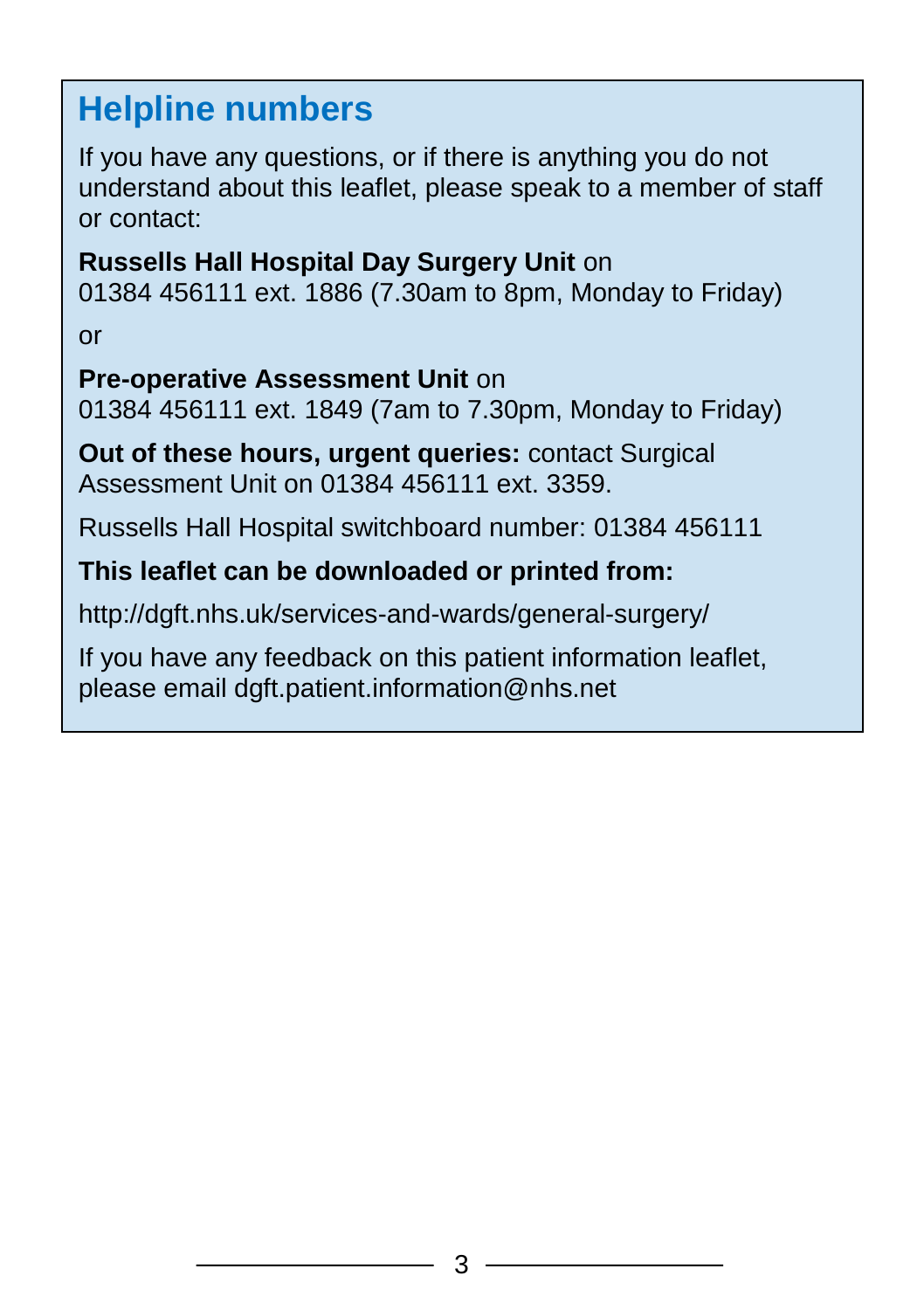## Helpline numbers

If you have any questions, or if there is anything you do not understand about this leaflet, please speak to a member of staff or contact:

**Russells Hall Hospital Day Surgery Unit** on
01384 456111 ext. 1886 (7.30am to 8pm, Monday to Friday)

or

**Pre-operative Assessment Unit** on
01384 456111 ext. 1849 (7am to 7.30pm, Monday to Friday)

**Out of these hours, urgent queries:** contact Surgical Assessment Unit on 01384 456111 ext. 3359.

Russells Hall Hospital switchboard number: 01384 456111

**This leaflet can be downloaded or printed from:**

http://dgft.nhs.uk/services-and-wards/general-surgery/

If you have any feedback on this patient information leaflet, please email dgft.patient.information@nhs.net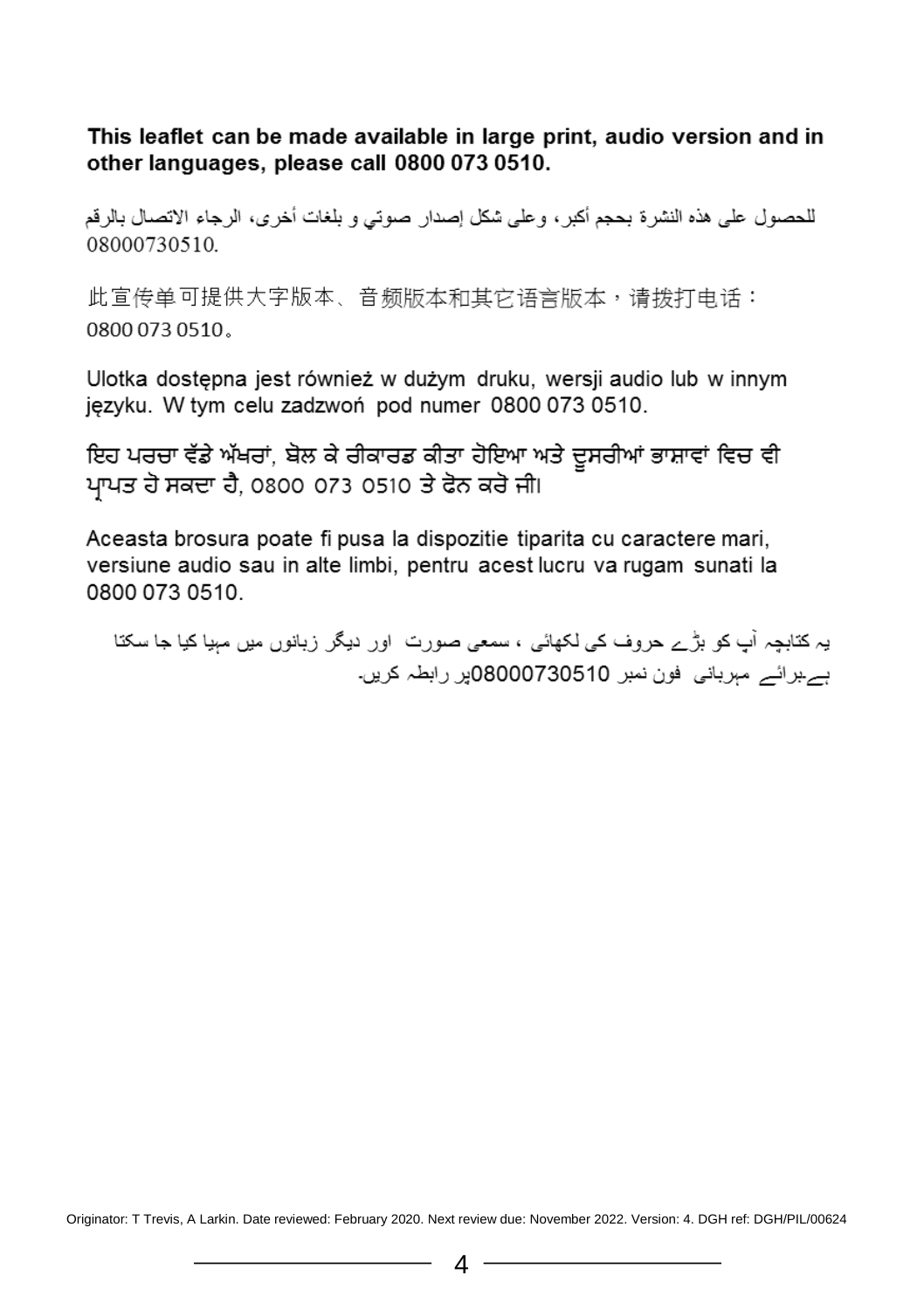**This leaflet can be made available in large print, audio version and in other languages, please call 0800 073 0510.**

للحصول على هذه النشرة بحجم أكبر، وعلى شكل إصدار صوتي و بلغات أخرى، الرجاء الاتصال بالرقم 08000730510.

此宣传单可提供大字版本、音频版本和其它语言版本，请拨打电话：0800 073 0510。

Ulotka dostępna jest również w dużym druku, wersji audio lub w innym języku. W tym celu zadzwoń pod numer 0800 073 0510.

ਇਹ ਪਰਚਾ ਵੱਡੇ ਅੱਖਰਾਂ, ਬੋਲ ਕੇ ਰੀਕਾਰਡ ਕੀਤਾ ਹੋਇਆ ਅਤੇ ਦੂਸਰੀਆਂ ਭਾਸ਼ਾਵਾਂ ਵਿਚ ਵੀ ਪ੍ਰਾਪਤ ਹੋ ਸਕਦਾ ਹੈ, 0800 073 0510 ਤੇ ਫੋਨ ਕਰੋ ਜੀ।

Aceasta brosura poate fi pusa la dispozitie tiparita cu caractere mari, versiune audio sau in alte limbi, pentru acest lucru va rugam sunati la 0800 073 0510.

یہ کتابچہ آپ کو بڑے حروف کی لکھائی ، سمعی صورت اور دیگر زبانوں میں مہیا کیا جا سکتا ہے۔برائے مہربانی فون نمبر 08000730510پر رابطہ کریں۔

Originator: T Trevis, A Larkin. Date reviewed: February 2020. Next review due: November 2022. Version: 4. DGH ref: DGH/PIL/00624